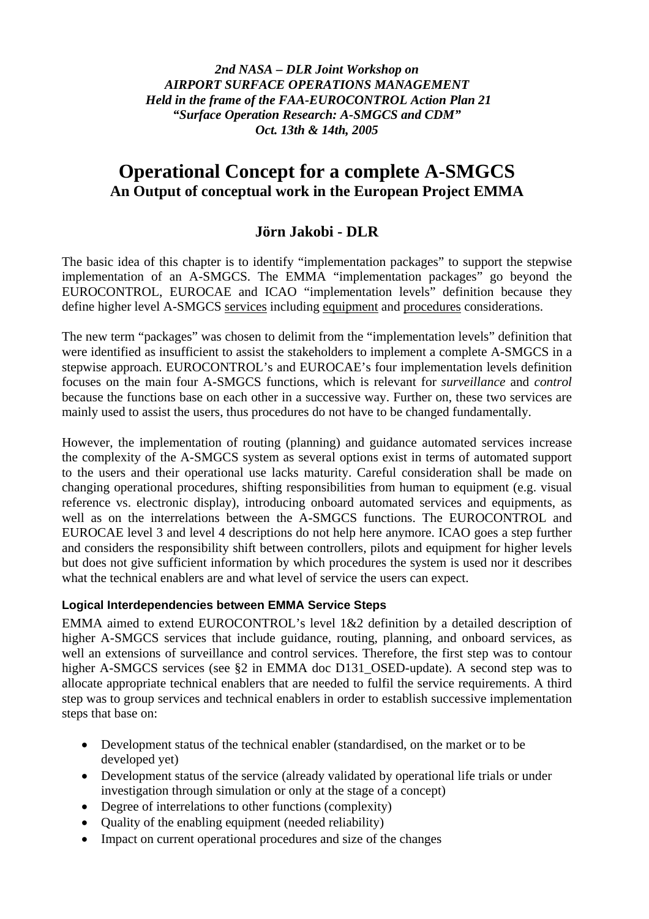*2nd NASA – DLR Joint Workshop on*
*AIRPORT SURFACE OPERATIONS MANAGEMENT*
*Held in the frame of the FAA-EUROCONTROL Action Plan 21*
*"Surface Operation Research: A-SMGCS and CDM"*
*Oct. 13th & 14th, 2005*

# Operational Concept for a complete A-SMGCS

## An Output of conceptual work in the European Project EMMA

## Jörn Jakobi - DLR

The basic idea of this chapter is to identify "implementation packages" to support the stepwise implementation of an A-SMGCS. The EMMA "implementation packages" go beyond the EUROCONTROL, EUROCAE and ICAO "implementation levels" definition because they define higher level A-SMGCS <u>services</u> including <u>equipment</u> and <u>procedures</u> considerations.

The new term "packages" was chosen to delimit from the "implementation levels" definition that were identified as insufficient to assist the stakeholders to implement a complete A-SMGCS in a stepwise approach. EUROCONTROL's and EUROCAE's four implementation levels definition focuses on the main four A-SMGCS functions, which is relevant for *surveillance* and *control* because the functions base on each other in a successive way. Further on, these two services are mainly used to assist the users, thus procedures do not have to be changed fundamentally.

However, the implementation of routing (planning) and guidance automated services increase the complexity of the A-SMGCS system as several options exist in terms of automated support to the users and their operational use lacks maturity. Careful consideration shall be made on changing operational procedures, shifting responsibilities from human to equipment (e.g. visual reference vs. electronic display), introducing onboard automated services and equipments, as well as on the interrelations between the A-SMGCS functions. The EUROCONTROL and EUROCAE level 3 and level 4 descriptions do not help here anymore. ICAO goes a step further and considers the responsibility shift between controllers, pilots and equipment for higher levels but does not give sufficient information by which procedures the system is used nor it describes what the technical enablers are and what level of service the users can expect.

### Logical Interdependencies between EMMA Service Steps

EMMA aimed to extend EUROCONTROL's level 1&2 definition by a detailed description of higher A-SMGCS services that include guidance, routing, planning, and onboard services, as well as an extensions of surveillance and control services. Therefore, the first step was to contour higher A-SMGCS services (see §2 in EMMA doc D131_OSED-update). A second step was to allocate appropriate technical enablers that are needed to fulfil the service requirements. A third step was to group services and technical enablers in order to establish successive implementation steps that base on:

- Development status of the technical enabler (standardised, on the market or to be developed yet)
- Development status of the service (already validated by operational life trials or under investigation through simulation or only at the stage of a concept)
- Degree of interrelations to other functions (complexity)
- Quality of the enabling equipment (needed reliability)
- Impact on current operational procedures and size of the changes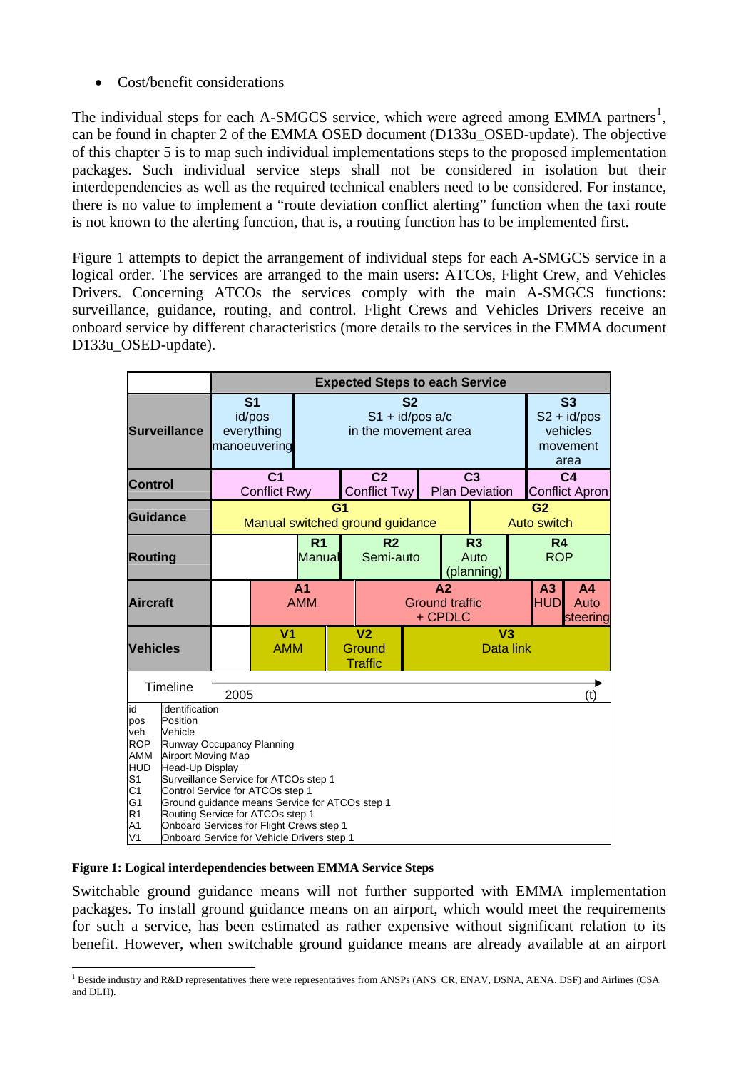- Cost/benefit considerations

The individual steps for each A-SMGCS service, which were agreed among EMMA partners[1], can be found in chapter 2 of the EMMA OSED document (D133u_OSED-update). The objective of this chapter 5 is to map such individual implementations steps to the proposed implementation packages. Such individual service steps shall not be considered in isolation but their interdependencies as well as the required technical enablers need to be considered. For instance, there is no value to implement a "route deviation conflict alerting" function when the taxi route is not known to the alerting function, that is, a routing function has to be implemented first.

Figure 1 attempts to depict the arrangement of individual steps for each A-SMGCS service in a logical order. The services are arranged to the main users: ATCOs, Flight Crew, and Vehicles Drivers. Concerning ATCOs the services comply with the main A-SMGCS functions: surveillance, guidance, routing, and control. Flight Crews and Vehicles Drivers receive an onboard service by different characteristics (more details to the services in the EMMA document D133u_OSED-update).

| | Expected Steps to each Service | | | |
|---|---|---|---|---|
| **Surveillance** | **S1** id/pos everything manoeuvering | **S2** S1 + id/pos a/c in the movement area | | **S3** S2 + id/pos vehicles movement area |
| **Control** | **C1** Conflict Rwy | **C2** Conflict Twy | **C3** Plan Deviation | **C4** Conflict Apron |
| **Guidance** | **G1** Manual switched ground guidance | | **G2** Auto switch | |
| **Routing** | **R1** Manual | **R2** Semi-auto | **R3** Auto (planning) | **R4** ROP |
| **Aircraft** | **A1** AMM | **A2** Ground traffic + CPDLC | **A3** HUD | **A4** Auto steering |
| **Vehicles** | **V1** AMM | **V2** Ground Traffic | **V3** Data link | |
| Timeline | 2005 → (t) | | | |

| | |
|---|---|
| id | Identification |
| pos | Position |
| veh | Vehicle |
| ROP | Runway Occupancy Planning |
| AMM | Airport Moving Map |
| HUD | Head-Up Display |
| S1 | Surveillance Service for ATCOs step 1 |
| C1 | Control Service for ATCOs step 1 |
| G1 | Ground guidance means Service for ATCOs step 1 |
| R1 | Routing Service for ATCOs step 1 |
| A1 | Onboard Services for Flight Crews step 1 |
| V1 | Onboard Service for Vehicle Drivers step 1 |

**Figure 1: Logical interdependencies between EMMA Service Steps**

Switchable ground guidance means will not further supported with EMMA implementation packages. To install ground guidance means on an airport, which would meet the requirements for such a service, has been estimated as rather expensive without significant relation to its benefit. However, when switchable ground guidance means are already available at an airport

[1] Beside industry and R&D representatives there were representatives from ANSPs (ANS_CR, ENAV, DSNA, AENA, DSF) and Airlines (CSA and DLH).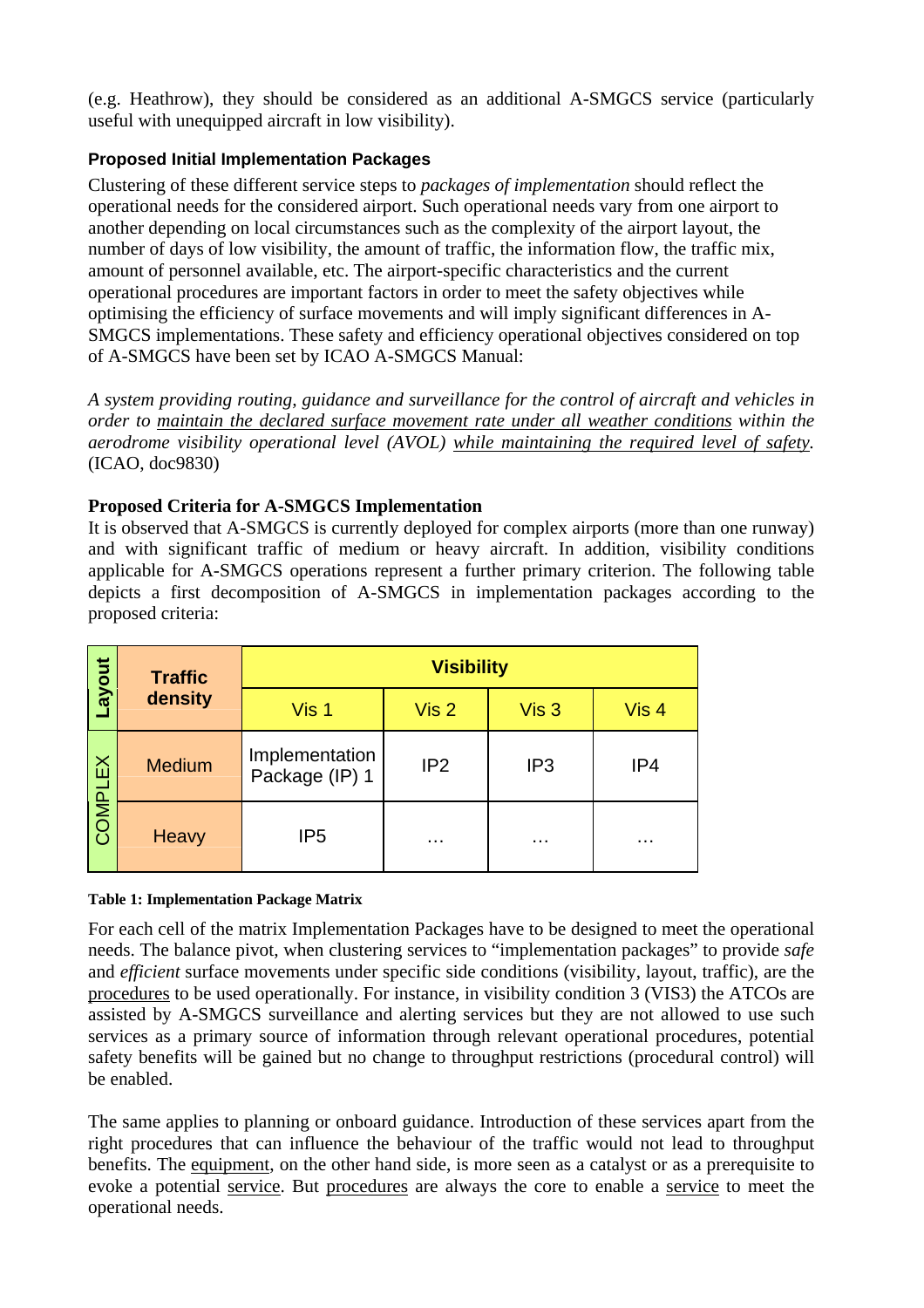(e.g. Heathrow), they should be considered as an additional A-SMGCS service (particularly useful with unequipped aircraft in low visibility).

### Proposed Initial Implementation Packages

Clustering of these different service steps to *packages of implementation* should reflect the operational needs for the considered airport. Such operational needs vary from one airport to another depending on local circumstances such as the complexity of the airport layout, the number of days of low visibility, the amount of traffic, the information flow, the traffic mix, amount of personnel available, etc. The airport-specific characteristics and the current operational procedures are important factors in order to meet the safety objectives while optimising the efficiency of surface movements and will imply significant differences in A-SMGCS implementations. These safety and efficiency operational objectives considered on top of A-SMGCS have been set by ICAO A-SMGCS Manual:

*A system providing routing, guidance and surveillance for the control of aircraft and vehicles in order to maintain the declared surface movement rate under all weather conditions within the aerodrome visibility operational level (AVOL) while maintaining the required level of safety.* (ICAO, doc9830)

### Proposed Criteria for A-SMGCS Implementation

It is observed that A-SMGCS is currently deployed for complex airports (more than one runway) and with significant traffic of medium or heavy aircraft. In addition, visibility conditions applicable for A-SMGCS operations represent a further primary criterion. The following table depicts a first decomposition of A-SMGCS in implementation packages according to the proposed criteria:

| Layout | Traffic density | Visibility | | | |
|---|---|---|---|---|---|
| | | Vis 1 | Vis 2 | Vis 3 | Vis 4 |
| COMPLEX | Medium | Implementation Package (IP) 1 | IP2 | IP3 | IP4 |
| | Heavy | IP5 | … | … | … |

**Table 1: Implementation Package Matrix**

For each cell of the matrix Implementation Packages have to be designed to meet the operational needs. The balance pivot, when clustering services to "implementation packages" to provide *safe* and *efficient* surface movements under specific side conditions (visibility, layout, traffic), are the procedures to be used operationally. For instance, in visibility condition 3 (VIS3) the ATCOs are assisted by A-SMGCS surveillance and alerting services but they are not allowed to use such services as a primary source of information through relevant operational procedures, potential safety benefits will be gained but no change to throughput restrictions (procedural control) will be enabled.

The same applies to planning or onboard guidance. Introduction of these services apart from the right procedures that can influence the behaviour of the traffic would not lead to throughput benefits. The equipment, on the other hand side, is more seen as a catalyst or as a prerequisite to evoke a potential service. But procedures are always the core to enable a service to meet the operational needs.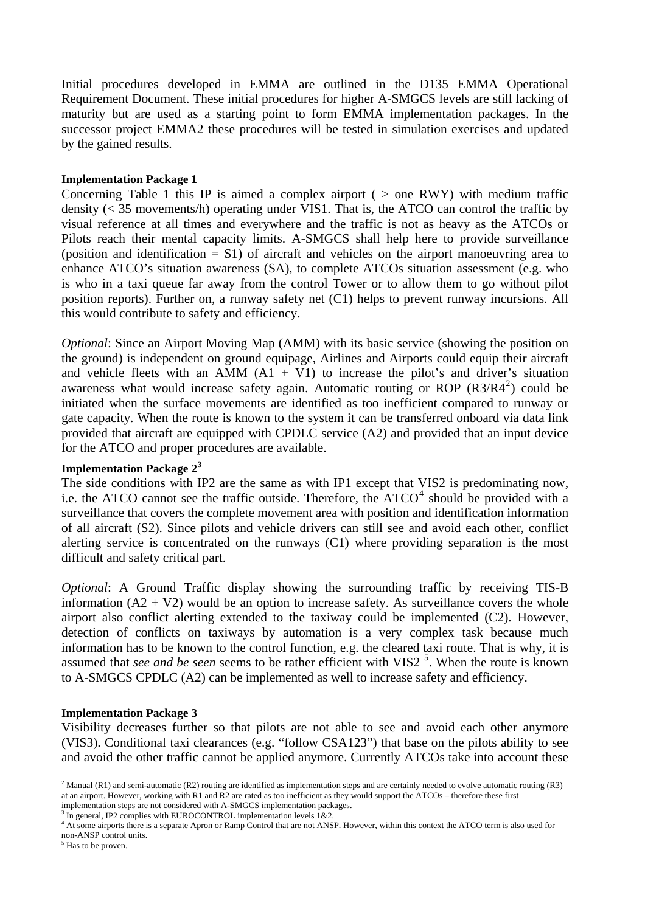Initial procedures developed in EMMA are outlined in the D135 EMMA Operational Requirement Document. These initial procedures for higher A-SMGCS levels are still lacking of maturity but are used as a starting point to form EMMA implementation packages. In the successor project EMMA2 these procedures will be tested in simulation exercises and updated by the gained results.

**Implementation Package 1**

Concerning Table 1 this IP is aimed a complex airport ( > one RWY) with medium traffic density (< 35 movements/h) operating under VIS1. That is, the ATCO can control the traffic by visual reference at all times and everywhere and the traffic is not as heavy as the ATCOs or Pilots reach their mental capacity limits. A-SMGCS shall help here to provide surveillance (position and identification = S1) of aircraft and vehicles on the airport manoeuvring area to enhance ATCO's situation awareness (SA), to complete ATCOs situation assessment (e.g. who is who in a taxi queue far away from the control Tower or to allow them to go without pilot position reports). Further on, a runway safety net (C1) helps to prevent runway incursions. All this would contribute to safety and efficiency.

*Optional*: Since an Airport Moving Map (AMM) with its basic service (showing the position on the ground) is independent on ground equipage, Airlines and Airports could equip their aircraft and vehicle fleets with an AMM (A1 + V1) to increase the pilot's and driver's situation awareness what would increase safety again. Automatic routing or ROP (R3/R4[2]) could be initiated when the surface movements are identified as too inefficient compared to runway or gate capacity. When the route is known to the system it can be transferred onboard via data link provided that aircraft are equipped with CPDLC service (A2) and provided that an input device for the ATCO and proper procedures are available.

**Implementation Package 2[3]**

The side conditions with IP2 are the same as with IP1 except that VIS2 is predominating now, i.e. the ATCO cannot see the traffic outside. Therefore, the ATCO[4] should be provided with a surveillance that covers the complete movement area with position and identification information of all aircraft (S2). Since pilots and vehicle drivers can still see and avoid each other, conflict alerting service is concentrated on the runways (C1) where providing separation is the most difficult and safety critical part.

*Optional*: A Ground Traffic display showing the surrounding traffic by receiving TIS-B information (A2 + V2) would be an option to increase safety. As surveillance covers the whole airport also conflict alerting extended to the taxiway could be implemented (C2). However, detection of conflicts on taxiways by automation is a very complex task because much information has to be known to the control function, e.g. the cleared taxi route. That is why, it is assumed that *see and be seen* seems to be rather efficient with VIS2 [5]. When the route is known to A-SMGCS CPDLC (A2) can be implemented as well to increase safety and efficiency.

**Implementation Package 3**

Visibility decreases further so that pilots are not able to see and avoid each other anymore (VIS3). Conditional taxi clearances (e.g. "follow CSA123") that base on the pilots ability to see and avoid the other traffic cannot be applied anymore. Currently ATCOs take into account these

---

[2] Manual (R1) and semi-automatic (R2) routing are identified as implementation steps and are certainly needed to evolve automatic routing (R3) at an airport. However, working with R1 and R2 are rated as too inefficient as they would support the ATCOs – therefore these first implementation steps are not considered with A-SMGCS implementation packages.

[3] In general, IP2 complies with EUROCONTROL implementation levels 1&2.

[4] At some airports there is a separate Apron or Ramp Control that are not ANSP. However, within this context the ATCO term is also used for non-ANSP control units.

[5] Has to be proven.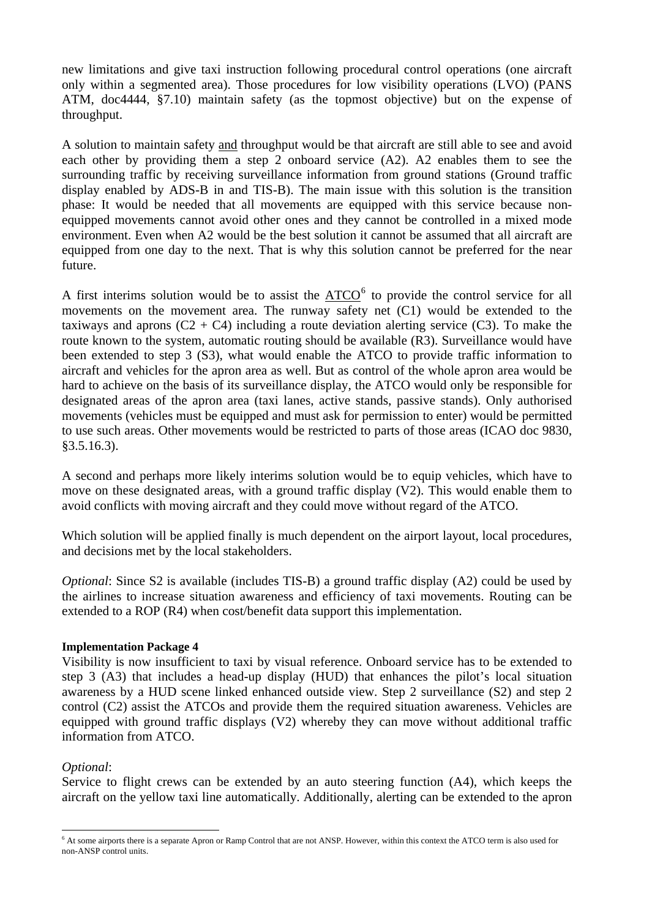new limitations and give taxi instruction following procedural control operations (one aircraft only within a segmented area). Those procedures for low visibility operations (LVO) (PANS ATM, doc4444, §7.10) maintain safety (as the topmost objective) but on the expense of throughput.

A solution to maintain safety and throughput would be that aircraft are still able to see and avoid each other by providing them a step 2 onboard service (A2). A2 enables them to see the surrounding traffic by receiving surveillance information from ground stations (Ground traffic display enabled by ADS-B in and TIS-B). The main issue with this solution is the transition phase: It would be needed that all movements are equipped with this service because non-equipped movements cannot avoid other ones and they cannot be controlled in a mixed mode environment. Even when A2 would be the best solution it cannot be assumed that all aircraft are equipped from one day to the next. That is why this solution cannot be preferred for the near future.

A first interims solution would be to assist the ATCO[6] to provide the control service for all movements on the movement area. The runway safety net (C1) would be extended to the taxiways and aprons (C2 + C4) including a route deviation alerting service (C3). To make the route known to the system, automatic routing should be available (R3). Surveillance would have been extended to step 3 (S3), what would enable the ATCO to provide traffic information to aircraft and vehicles for the apron area as well. But as control of the whole apron area would be hard to achieve on the basis of its surveillance display, the ATCO would only be responsible for designated areas of the apron area (taxi lanes, active stands, passive stands). Only authorised movements (vehicles must be equipped and must ask for permission to enter) would be permitted to use such areas. Other movements would be restricted to parts of those areas (ICAO doc 9830, §3.5.16.3).

A second and perhaps more likely interims solution would be to equip vehicles, which have to move on these designated areas, with a ground traffic display (V2). This would enable them to avoid conflicts with moving aircraft and they could move without regard of the ATCO.

Which solution will be applied finally is much dependent on the airport layout, local procedures, and decisions met by the local stakeholders.

*Optional*: Since S2 is available (includes TIS-B) a ground traffic display (A2) could be used by the airlines to increase situation awareness and efficiency of taxi movements. Routing can be extended to a ROP (R4) when cost/benefit data support this implementation.

**Implementation Package 4**

Visibility is now insufficient to taxi by visual reference. Onboard service has to be extended to step 3 (A3) that includes a head-up display (HUD) that enhances the pilot's local situation awareness by a HUD scene linked enhanced outside view. Step 2 surveillance (S2) and step 2 control (C2) assist the ATCOs and provide them the required situation awareness. Vehicles are equipped with ground traffic displays (V2) whereby they can move without additional traffic information from ATCO.

*Optional*:

Service to flight crews can be extended by an auto steering function (A4), which keeps the aircraft on the yellow taxi line automatically. Additionally, alerting can be extended to the apron

[6] At some airports there is a separate Apron or Ramp Control that are not ANSP. However, within this context the ATCO term is also used for non-ANSP control units.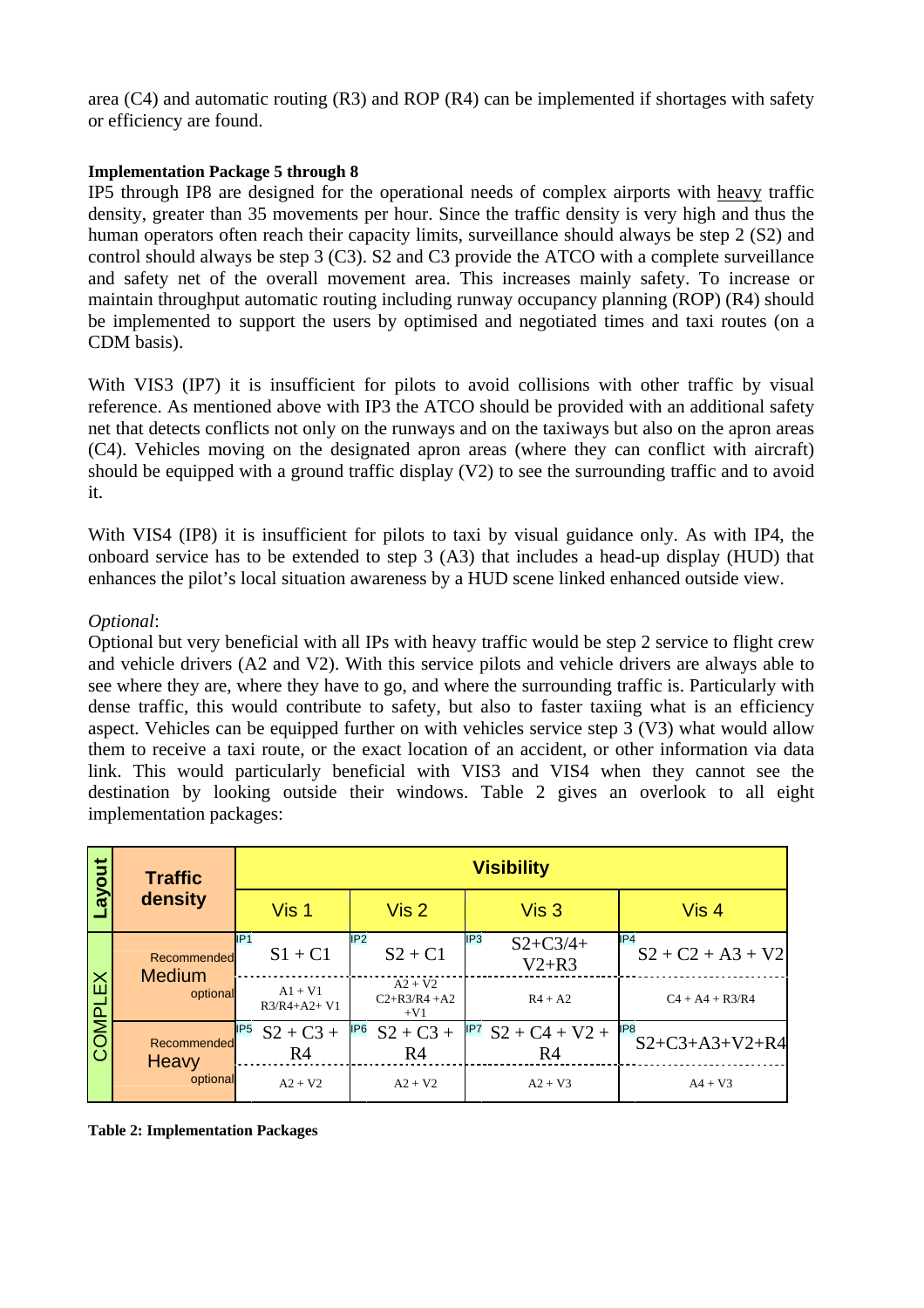area (C4) and automatic routing (R3) and ROP (R4) can be implemented if shortages with safety or efficiency are found.

**Implementation Package 5 through 8**

IP5 through IP8 are designed for the operational needs of complex airports with heavy traffic density, greater than 35 movements per hour. Since the traffic density is very high and thus the human operators often reach their capacity limits, surveillance should always be step 2 (S2) and control should always be step 3 (C3). S2 and C3 provide the ATCO with a complete surveillance and safety net of the overall movement area. This increases mainly safety. To increase or maintain throughput automatic routing including runway occupancy planning (ROP) (R4) should be implemented to support the users by optimised and negotiated times and taxi routes (on a CDM basis).

With VIS3 (IP7) it is insufficient for pilots to avoid collisions with other traffic by visual reference. As mentioned above with IP3 the ATCO should be provided with an additional safety net that detects conflicts not only on the runways and on the taxiways but also on the apron areas (C4). Vehicles moving on the designated apron areas (where they can conflict with aircraft) should be equipped with a ground traffic display (V2) to see the surrounding traffic and to avoid it.

With VIS4 (IP8) it is insufficient for pilots to taxi by visual guidance only. As with IP4, the onboard service has to be extended to step 3 (A3) that includes a head-up display (HUD) that enhances the pilot's local situation awareness by a HUD scene linked enhanced outside view.

*Optional*:

Optional but very beneficial with all IPs with heavy traffic would be step 2 service to flight crew and vehicle drivers (A2 and V2). With this service pilots and vehicle drivers are always able to see where they are, where they have to go, and where the surrounding traffic is. Particularly with dense traffic, this would contribute to safety, but also to faster taxiing what is an efficiency aspect. Vehicles can be equipped further on with vehicles service step 3 (V3) what would allow them to receive a taxi route, or the exact location of an accident, or other information via data link. This would particularly beneficial with VIS3 and VIS4 when they cannot see the destination by looking outside their windows. Table 2 gives an overlook to all eight implementation packages:

| Layout | Traffic density | | Visibility | | | |
|---|---|---|---|---|---|---|
| | | | Vis 1 | Vis 2 | Vis 3 | Vis 4 |
| COMPLEX | Medium | Recommended | IP1 S1 + C1 | IP2 S2 + C1 | IP3 S2+C3/4+ V2+R3 | IP4 S2 + C2 + A3 + V2 |
| | | optional | A1 + V1 R3/R4+A2+ V1 | A2 + V2 C2+R3/R4 +A2 +V1 | R4 + A2 | C4 + A4 + R3/R4 |
| | Heavy | Recommended | IP5 S2 + C3 + R4 | IP6 S2 + C3 + R4 | IP7 S2 + C4 + V2 + R4 | IP8 S2+C3+A3+V2+R4 |
| | | optional | A2 + V2 | A2 + V2 | A2 + V3 | A4 + V3 |

**Table 2: Implementation Packages**